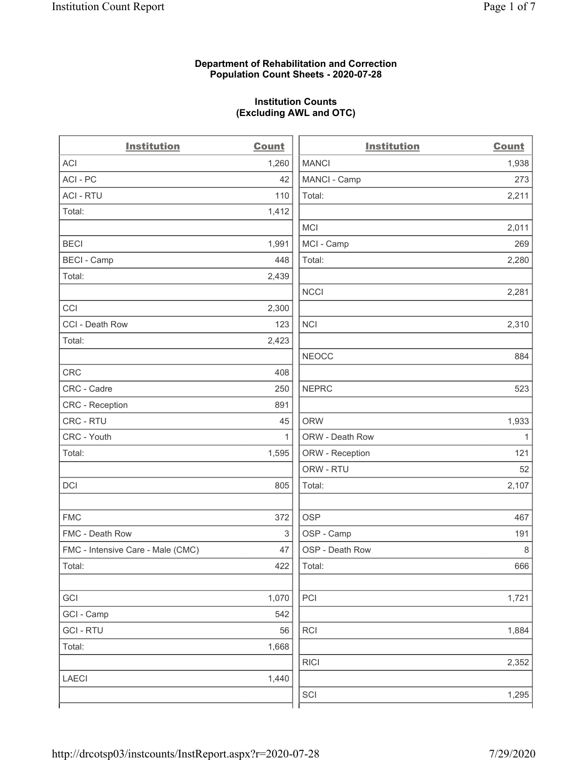**Department of Rehabilitation and Correction**
**Population Count Sheets - 2020-07-28**

**Institution Counts**
**(Excluding AWL and OTC)**

| Institution | Count |
|---|---|
| ACI | 1,260 |
| ACI - PC | 42 |
| ACI - RTU | 110 |
| Total: | 1,412 |
| | |
| BECI | 1,991 |
| BECI - Camp | 448 |
| Total: | 2,439 |
| | |
| CCI | 2,300 |
| CCI - Death Row | 123 |
| Total: | 2,423 |
| | |
| CRC | 408 |
| CRC - Cadre | 250 |
| CRC - Reception | 891 |
| CRC - RTU | 45 |
| CRC - Youth | 1 |
| Total: | 1,595 |
| | |
| DCI | 805 |
| | |
| FMC | 372 |
| FMC - Death Row | 3 |
| FMC - Intensive Care - Male (CMC) | 47 |
| Total: | 422 |
| | |
| GCI | 1,070 |
| GCI - Camp | 542 |
| GCI - RTU | 56 |
| Total: | 1,668 |
| | |
| LAECI | 1,440 |
| | |
| MANCI | 1,938 |
| MANCI - Camp | 273 |
| Total: | 2,211 |
| | |
| MCI | 2,011 |
| MCI - Camp | 269 |
| Total: | 2,280 |
| | |
| NCCI | 2,281 |
| | |
| NCI | 2,310 |
| | |
| NEOCC | 884 |
| | |
| NEPRC | 523 |
| | |
| ORW | 1,933 |
| ORW - Death Row | 1 |
| ORW - Reception | 121 |
| ORW - RTU | 52 |
| Total: | 2,107 |
| | |
| OSP | 467 |
| OSP - Camp | 191 |
| OSP - Death Row | 8 |
| Total: | 666 |
| | |
| PCI | 1,721 |
| | |
| RCI | 1,884 |
| | |
| RICI | 2,352 |
| | |
| SCI | 1,295 |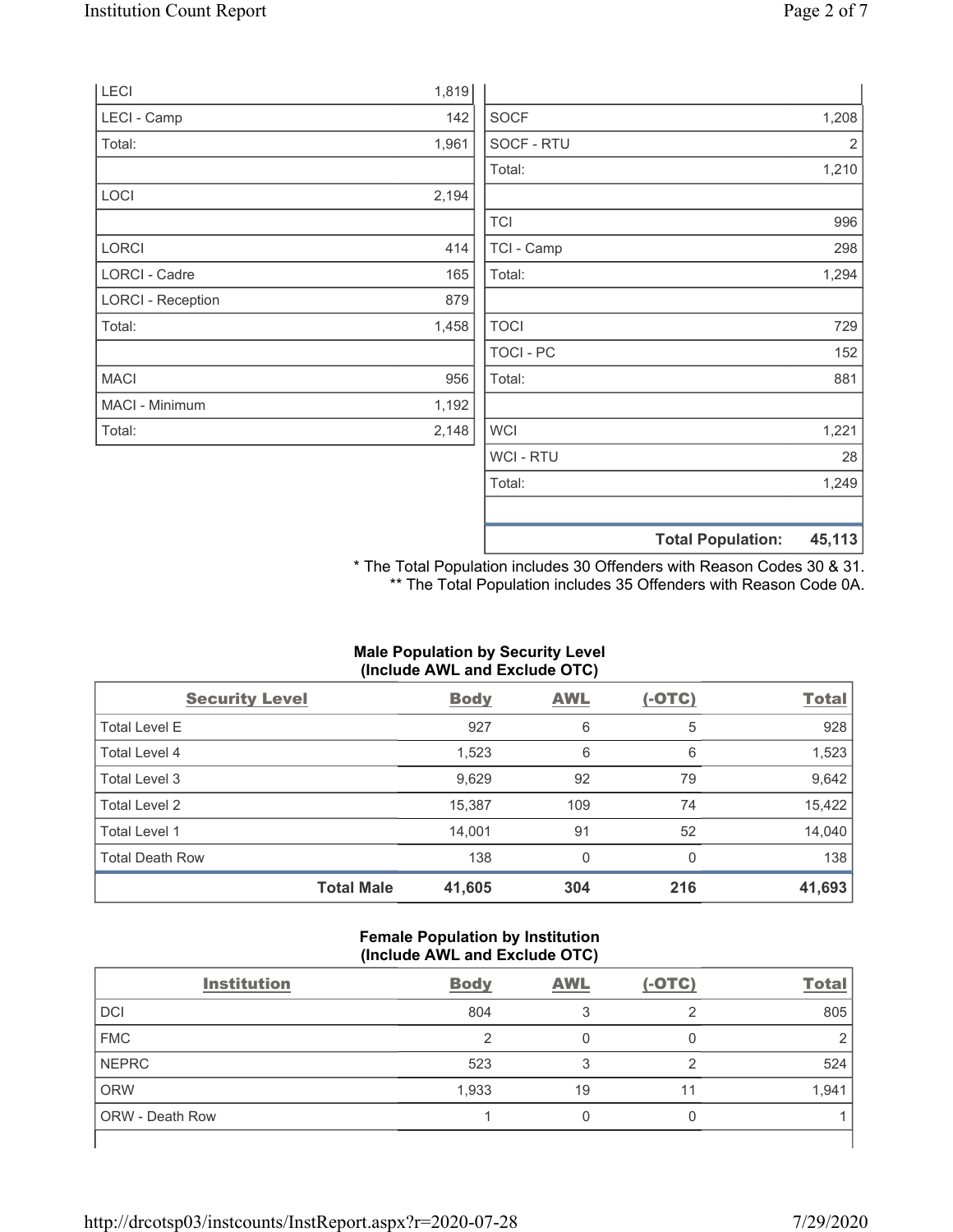| | |
|---|---|
| LECI | 1,819 |
| LECI - Camp | 142 |
| Total: | 1,961 |
| | |
| LOCI | 2,194 |
| | |
| LORCI | 414 |
| LORCI - Cadre | 165 |
| LORCI - Reception | 879 |
| Total: | 1,458 |
| | |
| MACI | 956 |
| MACI - Minimum | 1,192 |
| Total: | 2,148 |

| | |
|---|---|
| SOCF | 1,208 |
| SOCF - RTU | 2 |
| Total: | 1,210 |
| | |
| TCI | 996 |
| TCI - Camp | 298 |
| Total: | 1,294 |
| | |
| TOCI | 729 |
| TOCI - PC | 152 |
| Total: | 881 |
| | |
| WCI | 1,221 |
| WCI - RTU | 28 |
| Total: | 1,249 |
| | |
| **Total Population:** | **45,113** |

\* The Total Population includes 30 Offenders with Reason Codes 30 & 31.
\** The Total Population includes 35 Offenders with Reason Code 0A.

**Male Population by Security Level (Include AWL and Exclude OTC)**

| Security Level | Body | AWL | (-OTC) | Total |
|---|---|---|---|---|
| Total Level E | 927 | 6 | 5 | 928 |
| Total Level 4 | 1,523 | 6 | 6 | 1,523 |
| Total Level 3 | 9,629 | 92 | 79 | 9,642 |
| Total Level 2 | 15,387 | 109 | 74 | 15,422 |
| Total Level 1 | 14,001 | 91 | 52 | 14,040 |
| Total Death Row | 138 | 0 | 0 | 138 |
| **Total Male** | **41,605** | **304** | **216** | **41,693** |

**Female Population by Institution (Include AWL and Exclude OTC)**

| Institution | Body | AWL | (-OTC) | Total |
|---|---|---|---|---|
| DCI | 804 | 3 | 2 | 805 |
| FMC | 2 | 0 | 0 | 2 |
| NEPRC | 523 | 3 | 2 | 524 |
| ORW | 1,933 | 19 | 11 | 1,941 |
| ORW - Death Row | 1 | 0 | 0 | 1 |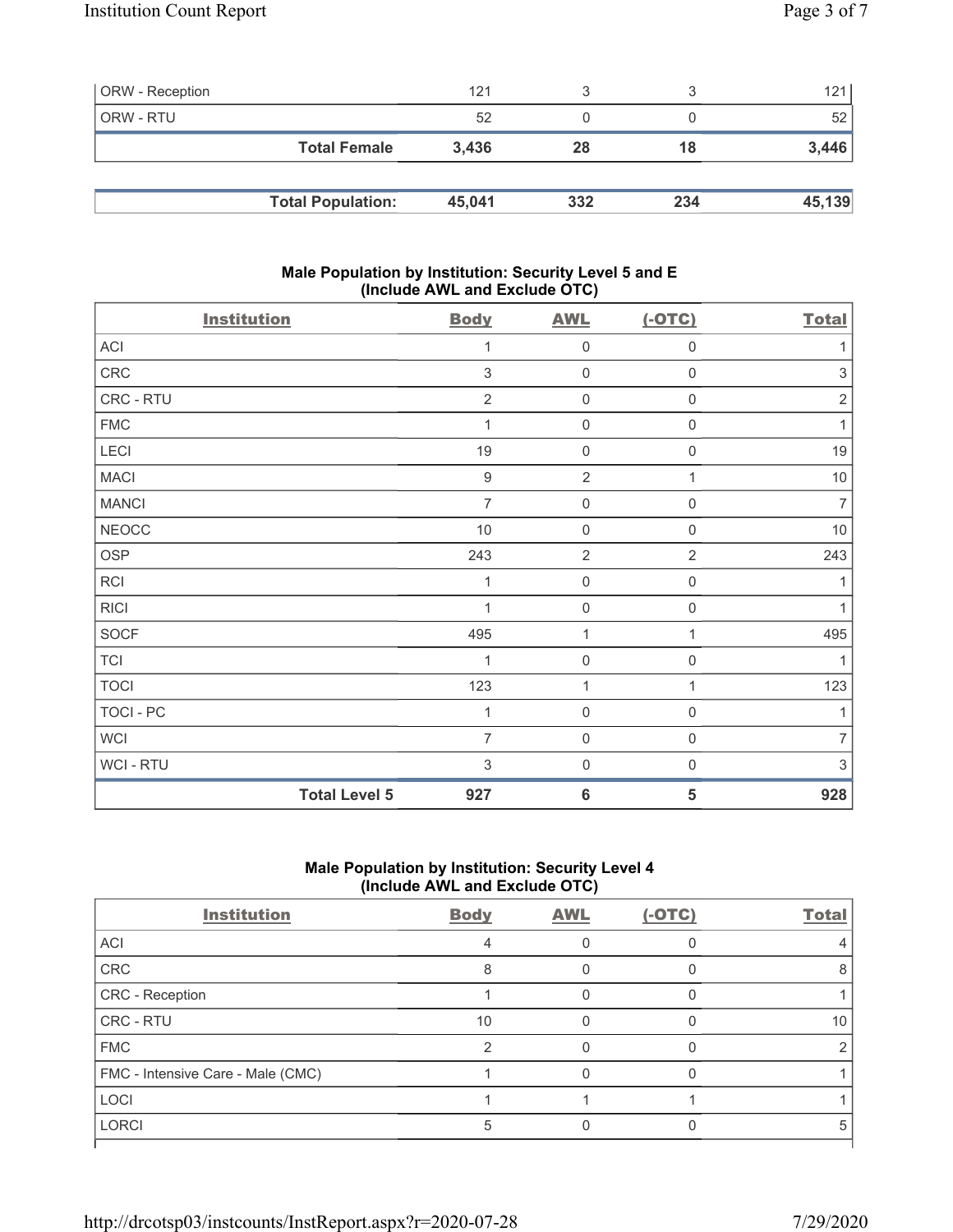| | | | | |
|---|---|---|---|---|
| ORW - Reception | 121 | 3 | 3 | 121 |
| ORW - RTU | 52 | 0 | 0 | 52 |
| **Total Female** | **3,436** | **28** | **18** | **3,446** |

| | | | | |
|---|---|---|---|---|
| **Total Population:** | **45,041** | **332** | **234** | **45,139** |

## Male Population by Institution: Security Level 5 and E (Include AWL and Exclude OTC)

| Institution | Body | AWL | (-OTC) | Total |
|---|---|---|---|---|
| ACI | 1 | 0 | 0 | 1 |
| CRC | 3 | 0 | 0 | 3 |
| CRC - RTU | 2 | 0 | 0 | 2 |
| FMC | 1 | 0 | 0 | 1 |
| LECI | 19 | 0 | 0 | 19 |
| MACI | 9 | 2 | 1 | 10 |
| MANCI | 7 | 0 | 0 | 7 |
| NEOCC | 10 | 0 | 0 | 10 |
| OSP | 243 | 2 | 2 | 243 |
| RCI | 1 | 0 | 0 | 1 |
| RICI | 1 | 0 | 0 | 1 |
| SOCF | 495 | 1 | 1 | 495 |
| TCI | 1 | 0 | 0 | 1 |
| TOCI | 123 | 1 | 1 | 123 |
| TOCI - PC | 1 | 0 | 0 | 1 |
| WCI | 7 | 0 | 0 | 7 |
| WCI - RTU | 3 | 0 | 0 | 3 |
| **Total Level 5** | **927** | **6** | **5** | **928** |

## Male Population by Institution: Security Level 4 (Include AWL and Exclude OTC)

| Institution | Body | AWL | (-OTC) | Total |
|---|---|---|---|---|
| ACI | 4 | 0 | 0 | 4 |
| CRC | 8 | 0 | 0 | 8 |
| CRC - Reception | 1 | 0 | 0 | 1 |
| CRC - RTU | 10 | 0 | 0 | 10 |
| FMC | 2 | 0 | 0 | 2 |
| FMC - Intensive Care - Male (CMC) | 1 | 0 | 0 | 1 |
| LOCI | 1 | 1 | 1 | 1 |
| LORCI | 5 | 0 | 0 | 5 |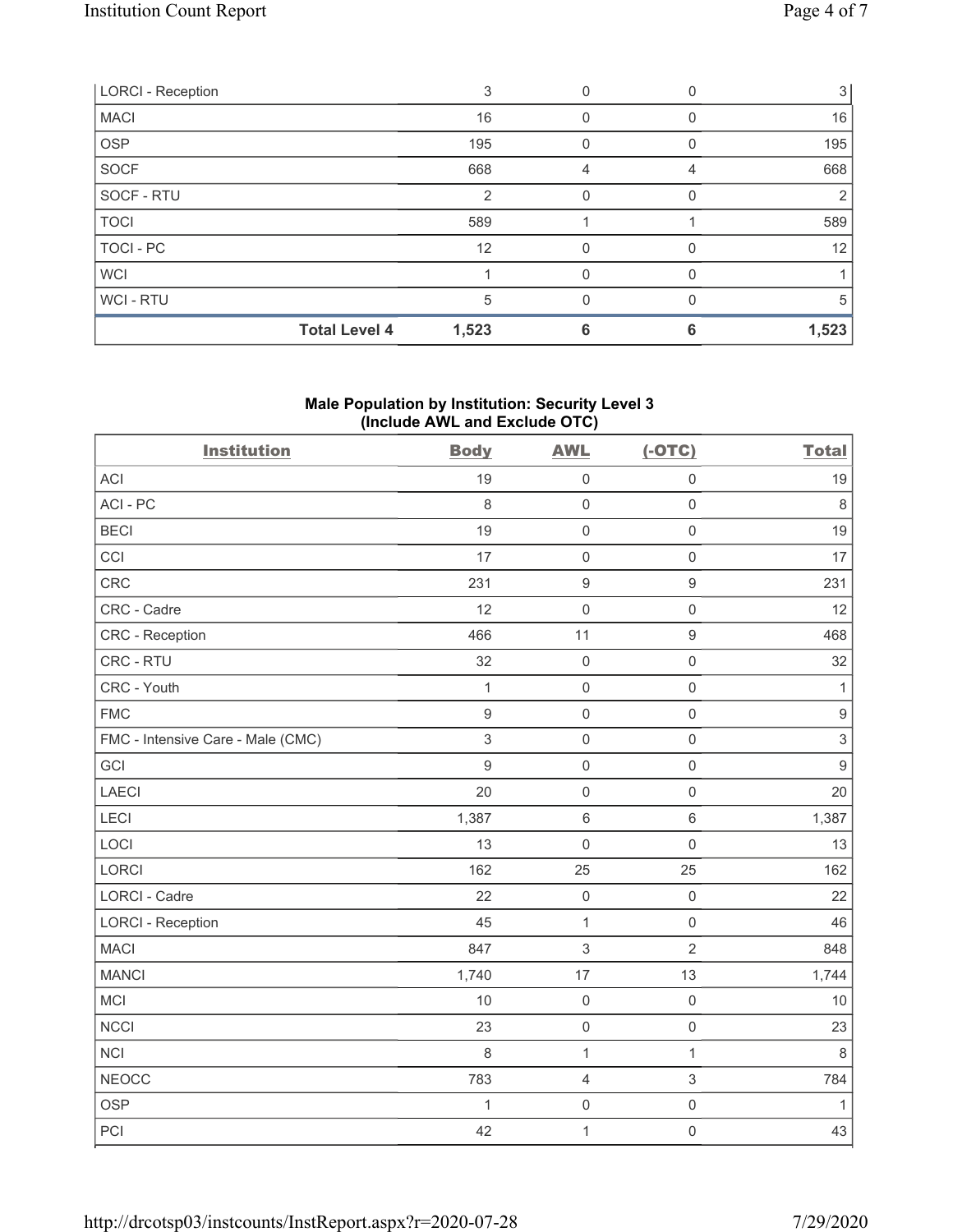| LORCI - Reception | | 3 | 0 | 0 | 3 |
|---|---|---|---|---|---|
| MACI | | 16 | 0 | 0 | 16 |
| OSP | | 195 | 0 | 0 | 195 |
| SOCF | | 668 | 4 | 4 | 668 |
| SOCF - RTU | | 2 | 0 | 0 | 2 |
| TOCI | | 589 | 1 | 1 | 589 |
| TOCI - PC | | 12 | 0 | 0 | 12 |
| WCI | | 1 | 0 | 0 | 1 |
| WCI - RTU | | 5 | 0 | 0 | 5 |
| | **Total Level 4** | **1,523** | **6** | **6** | **1,523** |

### Male Population by Institution: Security Level 3 (Include AWL and Exclude OTC)

| Institution | Body | AWL | (-OTC) | Total |
|---|---|---|---|---|
| ACI | 19 | 0 | 0 | 19 |
| ACI - PC | 8 | 0 | 0 | 8 |
| BECI | 19 | 0 | 0 | 19 |
| CCI | 17 | 0 | 0 | 17 |
| CRC | 231 | 9 | 9 | 231 |
| CRC - Cadre | 12 | 0 | 0 | 12 |
| CRC - Reception | 466 | 11 | 9 | 468 |
| CRC - RTU | 32 | 0 | 0 | 32 |
| CRC - Youth | 1 | 0 | 0 | 1 |
| FMC | 9 | 0 | 0 | 9 |
| FMC - Intensive Care - Male (CMC) | 3 | 0 | 0 | 3 |
| GCI | 9 | 0 | 0 | 9 |
| LAECI | 20 | 0 | 0 | 20 |
| LECI | 1,387 | 6 | 6 | 1,387 |
| LOCI | 13 | 0 | 0 | 13 |
| LORCI | 162 | 25 | 25 | 162 |
| LORCI - Cadre | 22 | 0 | 0 | 22 |
| LORCI - Reception | 45 | 1 | 0 | 46 |
| MACI | 847 | 3 | 2 | 848 |
| MANCI | 1,740 | 17 | 13 | 1,744 |
| MCI | 10 | 0 | 0 | 10 |
| NCCI | 23 | 0 | 0 | 23 |
| NCI | 8 | 1 | 1 | 8 |
| NEOCC | 783 | 4 | 3 | 784 |
| OSP | 1 | 0 | 0 | 1 |
| PCI | 42 | 1 | 0 | 43 |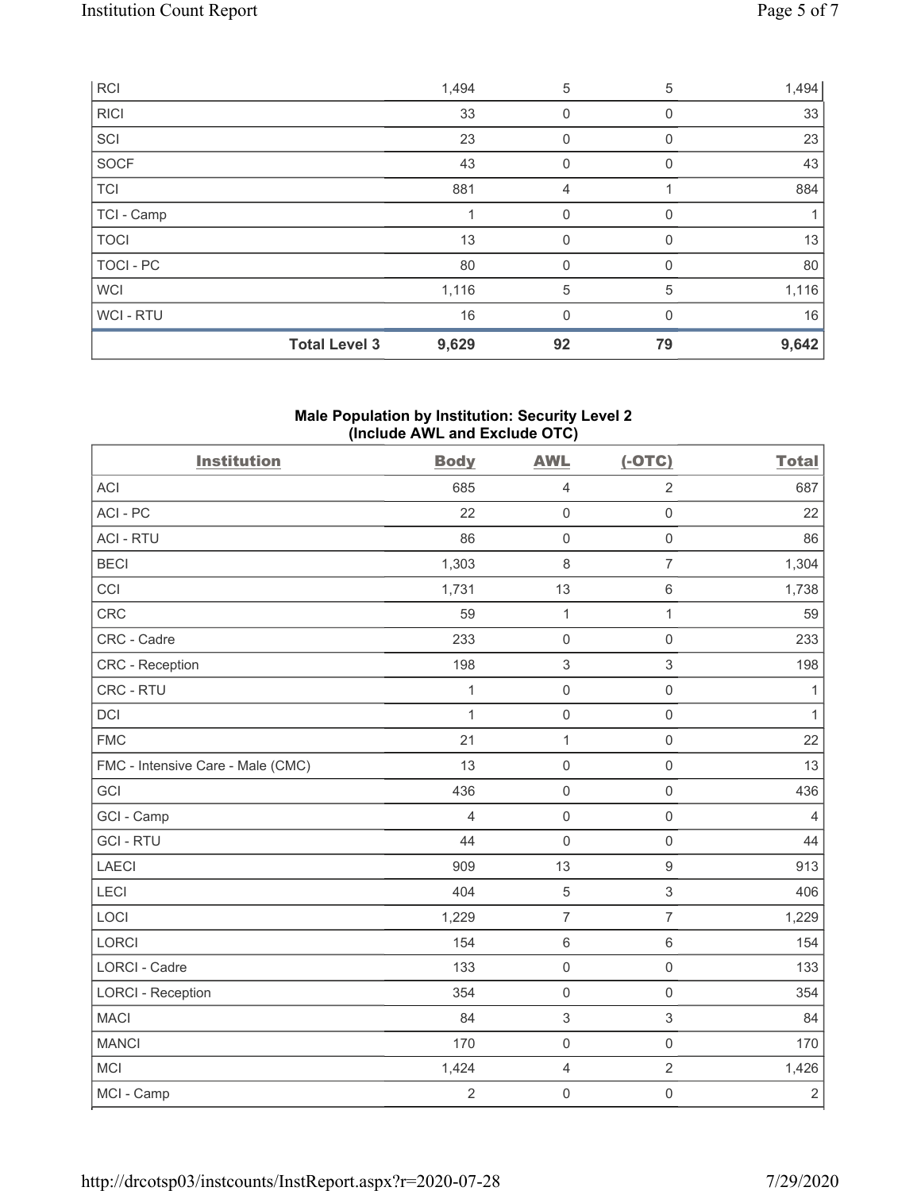| | Body | AWL | (-OTC) | Total |
|---|---|---|---|---|
| RCI | 1,494 | 5 | 5 | 1,494 |
| RICI | 33 | 0 | 0 | 33 |
| SCI | 23 | 0 | 0 | 23 |
| SOCF | 43 | 0 | 0 | 43 |
| TCI | 881 | 4 | 1 | 884 |
| TCI - Camp | 1 | 0 | 0 | 1 |
| TOCI | 13 | 0 | 0 | 13 |
| TOCI - PC | 80 | 0 | 0 | 80 |
| WCI | 1,116 | 5 | 5 | 1,116 |
| WCI - RTU | 16 | 0 | 0 | 16 |
| **Total Level 3** | **9,629** | **92** | **79** | **9,642** |

**Male Population by Institution: Security Level 2 (Include AWL and Exclude OTC)**

| Institution | Body | AWL | (-OTC) | Total |
|---|---|---|---|---|
| ACI | 685 | 4 | 2 | 687 |
| ACI - PC | 22 | 0 | 0 | 22 |
| ACI - RTU | 86 | 0 | 0 | 86 |
| BECI | 1,303 | 8 | 7 | 1,304 |
| CCI | 1,731 | 13 | 6 | 1,738 |
| CRC | 59 | 1 | 1 | 59 |
| CRC - Cadre | 233 | 0 | 0 | 233 |
| CRC - Reception | 198 | 3 | 3 | 198 |
| CRC - RTU | 1 | 0 | 0 | 1 |
| DCI | 1 | 0 | 0 | 1 |
| FMC | 21 | 1 | 0 | 22 |
| FMC - Intensive Care - Male (CMC) | 13 | 0 | 0 | 13 |
| GCI | 436 | 0 | 0 | 436 |
| GCI - Camp | 4 | 0 | 0 | 4 |
| GCI - RTU | 44 | 0 | 0 | 44 |
| LAECI | 909 | 13 | 9 | 913 |
| LECI | 404 | 5 | 3 | 406 |
| LOCI | 1,229 | 7 | 7 | 1,229 |
| LORCI | 154 | 6 | 6 | 154 |
| LORCI - Cadre | 133 | 0 | 0 | 133 |
| LORCI - Reception | 354 | 0 | 0 | 354 |
| MACI | 84 | 3 | 3 | 84 |
| MANCI | 170 | 0 | 0 | 170 |
| MCI | 1,424 | 4 | 2 | 1,426 |
| MCI - Camp | 2 | 0 | 0 | 2 |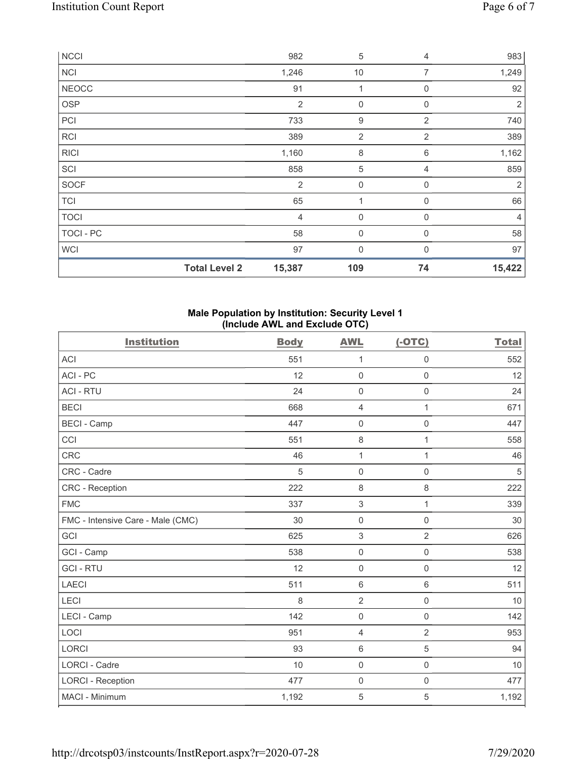| NCCI | | 982 | 5 | 4 | 983 |
|---|---|---|---|---|---|
| NCI | | 1,246 | 10 | 7 | 1,249 |
| NEOCC | | 91 | 1 | 0 | 92 |
| OSP | | 2 | 0 | 0 | 2 |
| PCI | | 733 | 9 | 2 | 740 |
| RCI | | 389 | 2 | 2 | 389 |
| RICI | | 1,160 | 8 | 6 | 1,162 |
| SCI | | 858 | 5 | 4 | 859 |
| SOCF | | 2 | 0 | 0 | 2 |
| TCI | | 65 | 1 | 0 | 66 |
| TOCI | | 4 | 0 | 0 | 4 |
| TOCI - PC | | 58 | 0 | 0 | 58 |
| WCI | | 97 | 0 | 0 | 97 |
| | **Total Level 2** | **15,387** | **109** | **74** | **15,422** |

**Male Population by Institution: Security Level 1**
**(Include AWL and Exclude OTC)**

| Institution | Body | AWL | (-OTC) | Total |
|---|---|---|---|---|
| ACI | 551 | 1 | 0 | 552 |
| ACI - PC | 12 | 0 | 0 | 12 |
| ACI - RTU | 24 | 0 | 0 | 24 |
| BECI | 668 | 4 | 1 | 671 |
| BECI - Camp | 447 | 0 | 0 | 447 |
| CCI | 551 | 8 | 1 | 558 |
| CRC | 46 | 1 | 1 | 46 |
| CRC - Cadre | 5 | 0 | 0 | 5 |
| CRC - Reception | 222 | 8 | 8 | 222 |
| FMC | 337 | 3 | 1 | 339 |
| FMC - Intensive Care - Male (CMC) | 30 | 0 | 0 | 30 |
| GCI | 625 | 3 | 2 | 626 |
| GCI - Camp | 538 | 0 | 0 | 538 |
| GCI - RTU | 12 | 0 | 0 | 12 |
| LAECI | 511 | 6 | 6 | 511 |
| LECI | 8 | 2 | 0 | 10 |
| LECI - Camp | 142 | 0 | 0 | 142 |
| LOCI | 951 | 4 | 2 | 953 |
| LORCI | 93 | 6 | 5 | 94 |
| LORCI - Cadre | 10 | 0 | 0 | 10 |
| LORCI - Reception | 477 | 0 | 0 | 477 |
| MACI - Minimum | 1,192 | 5 | 5 | 1,192 |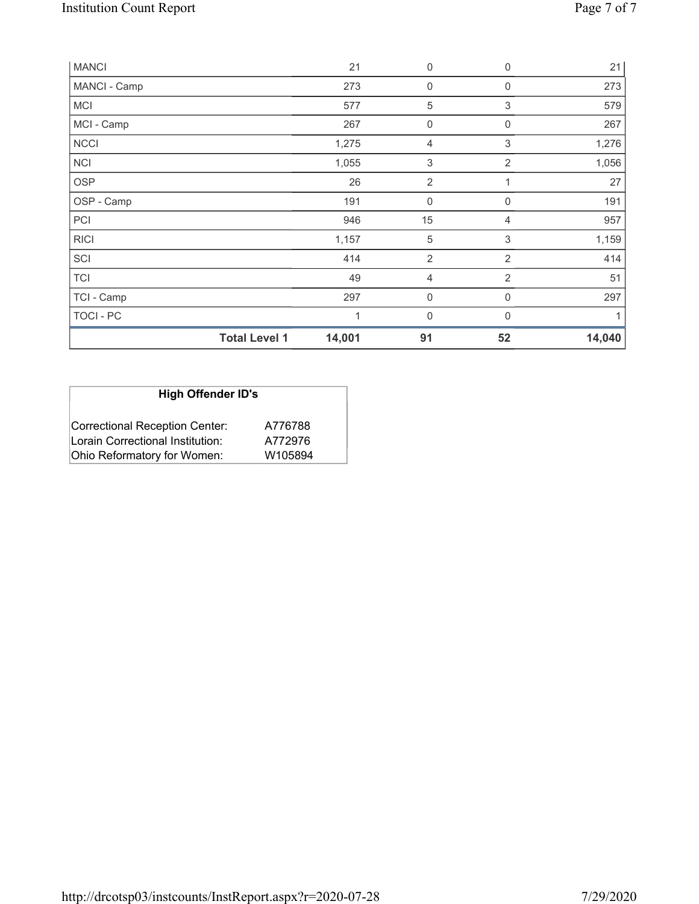| | | | | |
|---|---|---|---|---|
| MANCI | 21 | 0 | 0 | 21 |
| MANCI - Camp | 273 | 0 | 0 | 273 |
| MCI | 577 | 5 | 3 | 579 |
| MCI - Camp | 267 | 0 | 0 | 267 |
| NCCI | 1,275 | 4 | 3 | 1,276 |
| NCI | 1,055 | 3 | 2 | 1,056 |
| OSP | 26 | 2 | 1 | 27 |
| OSP - Camp | 191 | 0 | 0 | 191 |
| PCI | 946 | 15 | 4 | 957 |
| RICI | 1,157 | 5 | 3 | 1,159 |
| SCI | 414 | 2 | 2 | 414 |
| TCI | 49 | 4 | 2 | 51 |
| TCI - Camp | 297 | 0 | 0 | 297 |
| TOCI - PC | 1 | 0 | 0 | 1 |
| **Total Level 1** | **14,001** | **91** | **52** | **14,040** |

| **High Offender ID's** | |
|---|---|
| Correctional Reception Center: | A776788 |
| Lorain Correctional Institution: | A772976 |
| Ohio Reformatory for Women: | W105894 |